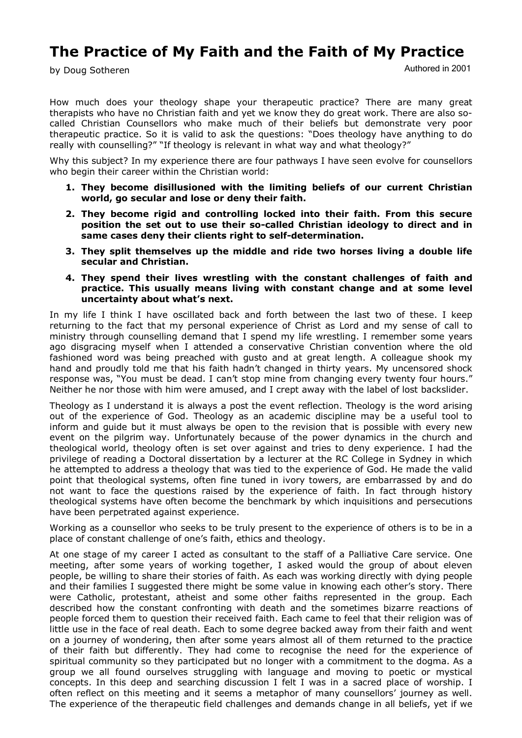# The Practice of My Faith and the Faith of My Practice

by Doug Sotheren

Authored in 2001

How much does your theology shape your therapeutic practice? There are many great therapists who have no Christian faith and yet we know they do great work. There are also so-called Christian Counsellors who make much of their beliefs but demonstrate very poor therapeutic practice. So it is valid to ask the questions: "Does theology have anything to do really with counselling?" "If theology is relevant in what way and what theology?"

Why this subject? In my experience there are four pathways I have seen evolve for counsellors who begin their career within the Christian world:

1. **They become disillusioned with the limiting beliefs of our current Christian world, go secular and lose or deny their faith.**
2. **They become rigid and controlling locked into their faith. From this secure position the set out to use their so-called Christian ideology to direct and in same cases deny their clients right to self-determination.**
3. **They split themselves up the middle and ride two horses living a double life secular and Christian.**
4. **They spend their lives wrestling with the constant challenges of faith and practice. This usually means living with constant change and at some level uncertainty about what's next.**

In my life I think I have oscillated back and forth between the last two of these. I keep returning to the fact that my personal experience of Christ as Lord and my sense of call to ministry through counselling demand that I spend my life wrestling. I remember some years ago disgracing myself when I attended a conservative Christian convention where the old fashioned word was being preached with gusto and at great length. A colleague shook my hand and proudly told me that his faith hadn't changed in thirty years. My uncensored shock response was, "You must be dead. I can't stop mine from changing every twenty four hours." Neither he nor those with him were amused, and I crept away with the label of lost backslider.

Theology as I understand it is always a post the event reflection. Theology is the word arising out of the experience of God. Theology as an academic discipline may be a useful tool to inform and guide but it must always be open to the revision that is possible with every new event on the pilgrim way. Unfortunately because of the power dynamics in the church and theological world, theology often is set over against and tries to deny experience. I had the privilege of reading a Doctoral dissertation by a lecturer at the RC College in Sydney in which he attempted to address a theology that was tied to the experience of God. He made the valid point that theological systems, often fine tuned in ivory towers, are embarrassed by and do not want to face the questions raised by the experience of faith. In fact through history theological systems have often become the benchmark by which inquisitions and persecutions have been perpetrated against experience.

Working as a counsellor who seeks to be truly present to the experience of others is to be in a place of constant challenge of one's faith, ethics and theology.

At one stage of my career I acted as consultant to the staff of a Palliative Care service. One meeting, after some years of working together, I asked would the group of about eleven people, be willing to share their stories of faith. As each was working directly with dying people and their families I suggested there might be some value in knowing each other's story. There were Catholic, protestant, atheist and some other faiths represented in the group. Each described how the constant confronting with death and the sometimes bizarre reactions of people forced them to question their received faith. Each came to feel that their religion was of little use in the face of real death. Each to some degree backed away from their faith and went on a journey of wondering, then after some years almost all of them returned to the practice of their faith but differently. They had come to recognise the need for the experience of spiritual community so they participated but no longer with a commitment to the dogma. As a group we all found ourselves struggling with language and moving to poetic or mystical concepts. In this deep and searching discussion I felt I was in a sacred place of worship. I often reflect on this meeting and it seems a metaphor of many counsellors' journey as well. The experience of the therapeutic field challenges and demands change in all beliefs, yet if we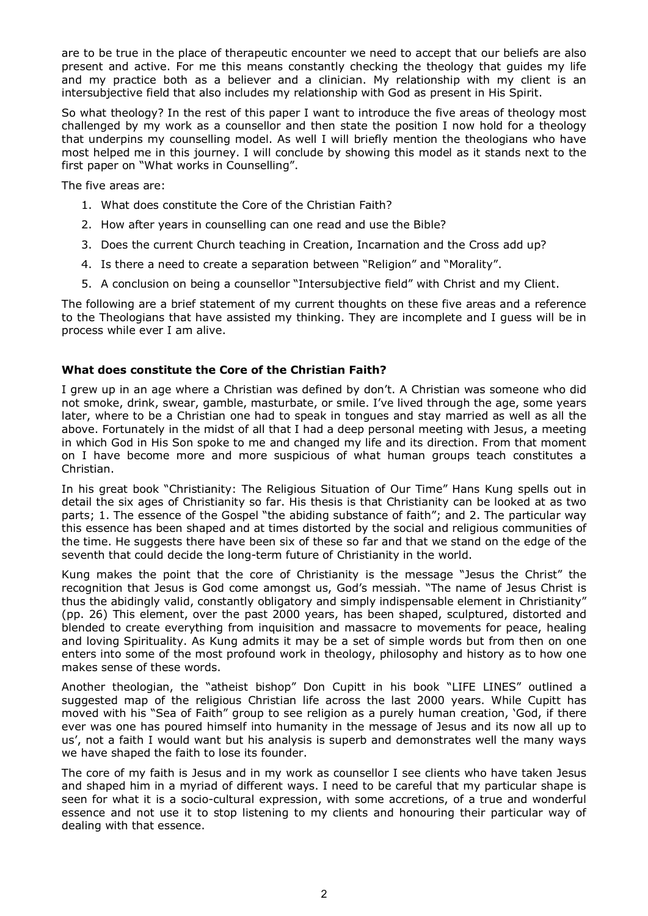are to be true in the place of therapeutic encounter we need to accept that our beliefs are also present and active. For me this means constantly checking the theology that guides my life and my practice both as a believer and a clinician. My relationship with my client is an intersubjective field that also includes my relationship with God as present in His Spirit.

So what theology? In the rest of this paper I want to introduce the five areas of theology most challenged by my work as a counsellor and then state the position I now hold for a theology that underpins my counselling model. As well I will briefly mention the theologians who have most helped me in this journey. I will conclude by showing this model as it stands next to the first paper on "What works in Counselling".

The five areas are:

1. What does constitute the Core of the Christian Faith?
2. How after years in counselling can one read and use the Bible?
3. Does the current Church teaching in Creation, Incarnation and the Cross add up?
4. Is there a need to create a separation between "Religion" and "Morality".
5. A conclusion on being a counsellor "Intersubjective field" with Christ and my Client.

The following are a brief statement of my current thoughts on these five areas and a reference to the Theologians that have assisted my thinking. They are incomplete and I guess will be in process while ever I am alive.

**What does constitute the Core of the Christian Faith?**

I grew up in an age where a Christian was defined by don't. A Christian was someone who did not smoke, drink, swear, gamble, masturbate, or smile. I've lived through the age, some years later, where to be a Christian one had to speak in tongues and stay married as well as all the above. Fortunately in the midst of all that I had a deep personal meeting with Jesus, a meeting in which God in His Son spoke to me and changed my life and its direction. From that moment on I have become more and more suspicious of what human groups teach constitutes a Christian.

In his great book "Christianity: The Religious Situation of Our Time" Hans Kung spells out in detail the six ages of Christianity so far. His thesis is that Christianity can be looked at as two parts; 1. The essence of the Gospel "the abiding substance of faith"; and 2. The particular way this essence has been shaped and at times distorted by the social and religious communities of the time. He suggests there have been six of these so far and that we stand on the edge of the seventh that could decide the long-term future of Christianity in the world.

Kung makes the point that the core of Christianity is the message "Jesus the Christ" the recognition that Jesus is God come amongst us, God's messiah. "The name of Jesus Christ is thus the abidingly valid, constantly obligatory and simply indispensable element in Christianity" (pp. 26) This element, over the past 2000 years, has been shaped, sculptured, distorted and blended to create everything from inquisition and massacre to movements for peace, healing and loving Spirituality. As Kung admits it may be a set of simple words but from then on one enters into some of the most profound work in theology, philosophy and history as to how one makes sense of these words.

Another theologian, the "atheist bishop" Don Cupitt in his book "LIFE LINES" outlined a suggested map of the religious Christian life across the last 2000 years. While Cupitt has moved with his "Sea of Faith" group to see religion as a purely human creation, 'God, if there ever was one has poured himself into humanity in the message of Jesus and its now all up to us', not a faith I would want but his analysis is superb and demonstrates well the many ways we have shaped the faith to lose its founder.

The core of my faith is Jesus and in my work as counsellor I see clients who have taken Jesus and shaped him in a myriad of different ways. I need to be careful that my particular shape is seen for what it is a socio-cultural expression, with some accretions, of a true and wonderful essence and not use it to stop listening to my clients and honouring their particular way of dealing with that essence.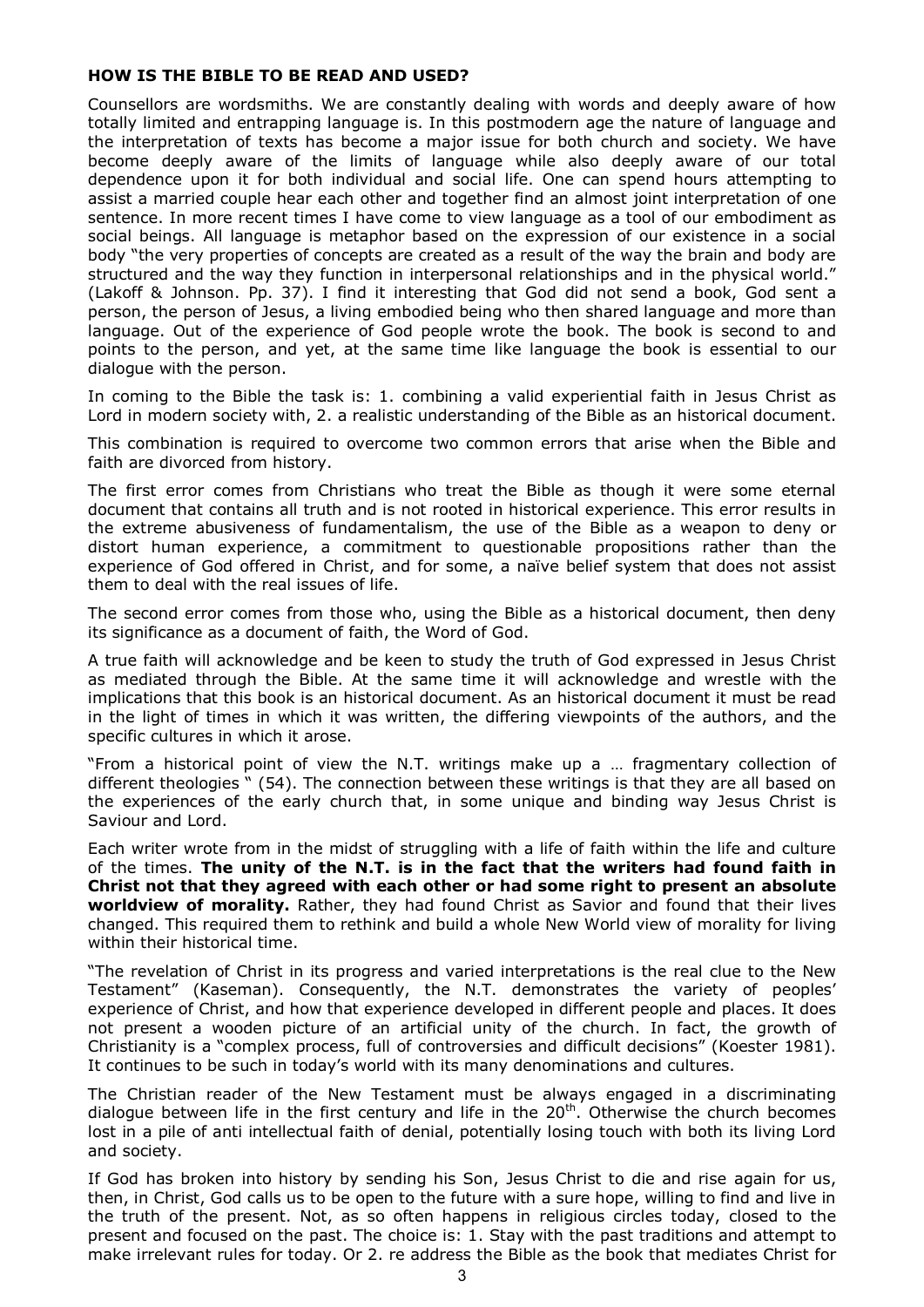**HOW IS THE BIBLE TO BE READ AND USED?**

Counsellors are wordsmiths. We are constantly dealing with words and deeply aware of how totally limited and entrapping language is. In this postmodern age the nature of language and the interpretation of texts has become a major issue for both church and society. We have become deeply aware of the limits of language while also deeply aware of our total dependence upon it for both individual and social life. One can spend hours attempting to assist a married couple hear each other and together find an almost joint interpretation of one sentence. In more recent times I have come to view language as a tool of our embodiment as social beings. All language is metaphor based on the expression of our existence in a social body "the very properties of concepts are created as a result of the way the brain and body are structured and the way they function in interpersonal relationships and in the physical world." (Lakoff & Johnson. Pp. 37). I find it interesting that God did not send a book, God sent a person, the person of Jesus, a living embodied being who then shared language and more than language. Out of the experience of God people wrote the book. The book is second to and points to the person, and yet, at the same time like language the book is essential to our dialogue with the person.

In coming to the Bible the task is: 1. combining a valid experiential faith in Jesus Christ as Lord in modern society with, 2. a realistic understanding of the Bible as an historical document.

This combination is required to overcome two common errors that arise when the Bible and faith are divorced from history.

The first error comes from Christians who treat the Bible as though it were some eternal document that contains all truth and is not rooted in historical experience. This error results in the extreme abusiveness of fundamentalism, the use of the Bible as a weapon to deny or distort human experience, a commitment to questionable propositions rather than the experience of God offered in Christ, and for some, a naïve belief system that does not assist them to deal with the real issues of life.

The second error comes from those who, using the Bible as a historical document, then deny its significance as a document of faith, the Word of God.

A true faith will acknowledge and be keen to study the truth of God expressed in Jesus Christ as mediated through the Bible. At the same time it will acknowledge and wrestle with the implications that this book is an historical document. As an historical document it must be read in the light of times in which it was written, the differing viewpoints of the authors, and the specific cultures in which it arose.

"From a historical point of view the N.T. writings make up a … fragmentary collection of different theologies " (54). The connection between these writings is that they are all based on the experiences of the early church that, in some unique and binding way Jesus Christ is Saviour and Lord.

Each writer wrote from in the midst of struggling with a life of faith within the life and culture of the times. **The unity of the N.T. is in the fact that the writers had found faith in Christ not that they agreed with each other or had some right to present an absolute worldview of morality.** Rather, they had found Christ as Savior and found that their lives changed. This required them to rethink and build a whole New World view of morality for living within their historical time.

"The revelation of Christ in its progress and varied interpretations is the real clue to the New Testament" (Kaseman). Consequently, the N.T. demonstrates the variety of peoples' experience of Christ, and how that experience developed in different people and places. It does not present a wooden picture of an artificial unity of the church. In fact, the growth of Christianity is a "complex process, full of controversies and difficult decisions" (Koester 1981). It continues to be such in today's world with its many denominations and cultures.

The Christian reader of the New Testament must be always engaged in a discriminating dialogue between life in the first century and life in the 20th. Otherwise the church becomes lost in a pile of anti intellectual faith of denial, potentially losing touch with both its living Lord and society.

If God has broken into history by sending his Son, Jesus Christ to die and rise again for us, then, in Christ, God calls us to be open to the future with a sure hope, willing to find and live in the truth of the present. Not, as so often happens in religious circles today, closed to the present and focused on the past. The choice is: 1. Stay with the past traditions and attempt to make irrelevant rules for today. Or 2. re address the Bible as the book that mediates Christ for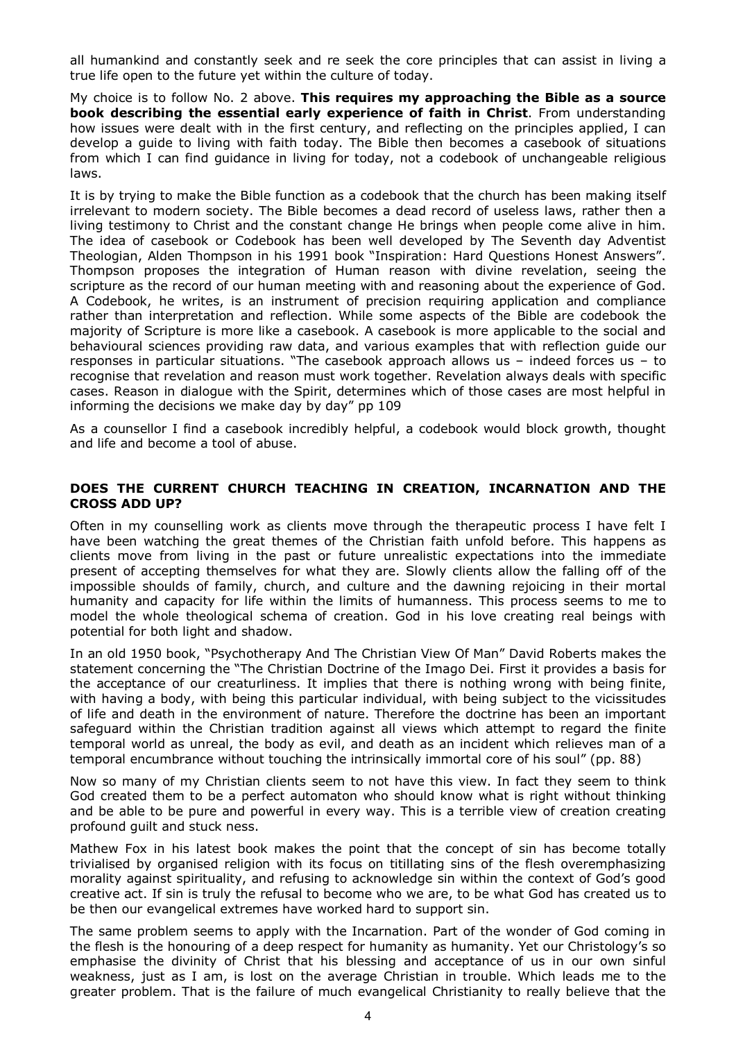all humankind and constantly seek and re seek the core principles that can assist in living a true life open to the future yet within the culture of today.

My choice is to follow No. 2 above. **This requires my approaching the Bible as a source book describing the essential early experience of faith in Christ**. From understanding how issues were dealt with in the first century, and reflecting on the principles applied, I can develop a guide to living with faith today. The Bible then becomes a casebook of situations from which I can find guidance in living for today, not a codebook of unchangeable religious laws.

It is by trying to make the Bible function as a codebook that the church has been making itself irrelevant to modern society. The Bible becomes a dead record of useless laws, rather then a living testimony to Christ and the constant change He brings when people come alive in him. The idea of casebook or Codebook has been well developed by The Seventh day Adventist Theologian, Alden Thompson in his 1991 book "Inspiration: Hard Questions Honest Answers". Thompson proposes the integration of Human reason with divine revelation, seeing the scripture as the record of our human meeting with and reasoning about the experience of God. A Codebook, he writes, is an instrument of precision requiring application and compliance rather than interpretation and reflection. While some aspects of the Bible are codebook the majority of Scripture is more like a casebook. A casebook is more applicable to the social and behavioural sciences providing raw data, and various examples that with reflection guide our responses in particular situations. "The casebook approach allows us – indeed forces us – to recognise that revelation and reason must work together. Revelation always deals with specific cases. Reason in dialogue with the Spirit, determines which of those cases are most helpful in informing the decisions we make day by day" pp 109

As a counsellor I find a casebook incredibly helpful, a codebook would block growth, thought and life and become a tool of abuse.

## DOES THE CURRENT CHURCH TEACHING IN CREATION, INCARNATION AND THE CROSS ADD UP?

Often in my counselling work as clients move through the therapeutic process I have felt I have been watching the great themes of the Christian faith unfold before. This happens as clients move from living in the past or future unrealistic expectations into the immediate present of accepting themselves for what they are. Slowly clients allow the falling off of the impossible shoulds of family, church, and culture and the dawning rejoicing in their mortal humanity and capacity for life within the limits of humanness. This process seems to me to model the whole theological schema of creation. God in his love creating real beings with potential for both light and shadow.

In an old 1950 book, "Psychotherapy And The Christian View Of Man" David Roberts makes the statement concerning the "The Christian Doctrine of the Imago Dei. First it provides a basis for the acceptance of our creaturliness. It implies that there is nothing wrong with being finite, with having a body, with being this particular individual, with being subject to the vicissitudes of life and death in the environment of nature. Therefore the doctrine has been an important safeguard within the Christian tradition against all views which attempt to regard the finite temporal world as unreal, the body as evil, and death as an incident which relieves man of a temporal encumbrance without touching the intrinsically immortal core of his soul" (pp. 88)

Now so many of my Christian clients seem to not have this view. In fact they seem to think God created them to be a perfect automaton who should know what is right without thinking and be able to be pure and powerful in every way. This is a terrible view of creation creating profound guilt and stuck ness.

Mathew Fox in his latest book makes the point that the concept of sin has become totally trivialised by organised religion with its focus on titillating sins of the flesh overemphasizing morality against spirituality, and refusing to acknowledge sin within the context of God's good creative act. If sin is truly the refusal to become who we are, to be what God has created us to be then our evangelical extremes have worked hard to support sin.

The same problem seems to apply with the Incarnation. Part of the wonder of God coming in the flesh is the honouring of a deep respect for humanity as humanity. Yet our Christology's so emphasise the divinity of Christ that his blessing and acceptance of us in our own sinful weakness, just as I am, is lost on the average Christian in trouble. Which leads me to the greater problem. That is the failure of much evangelical Christianity to really believe that the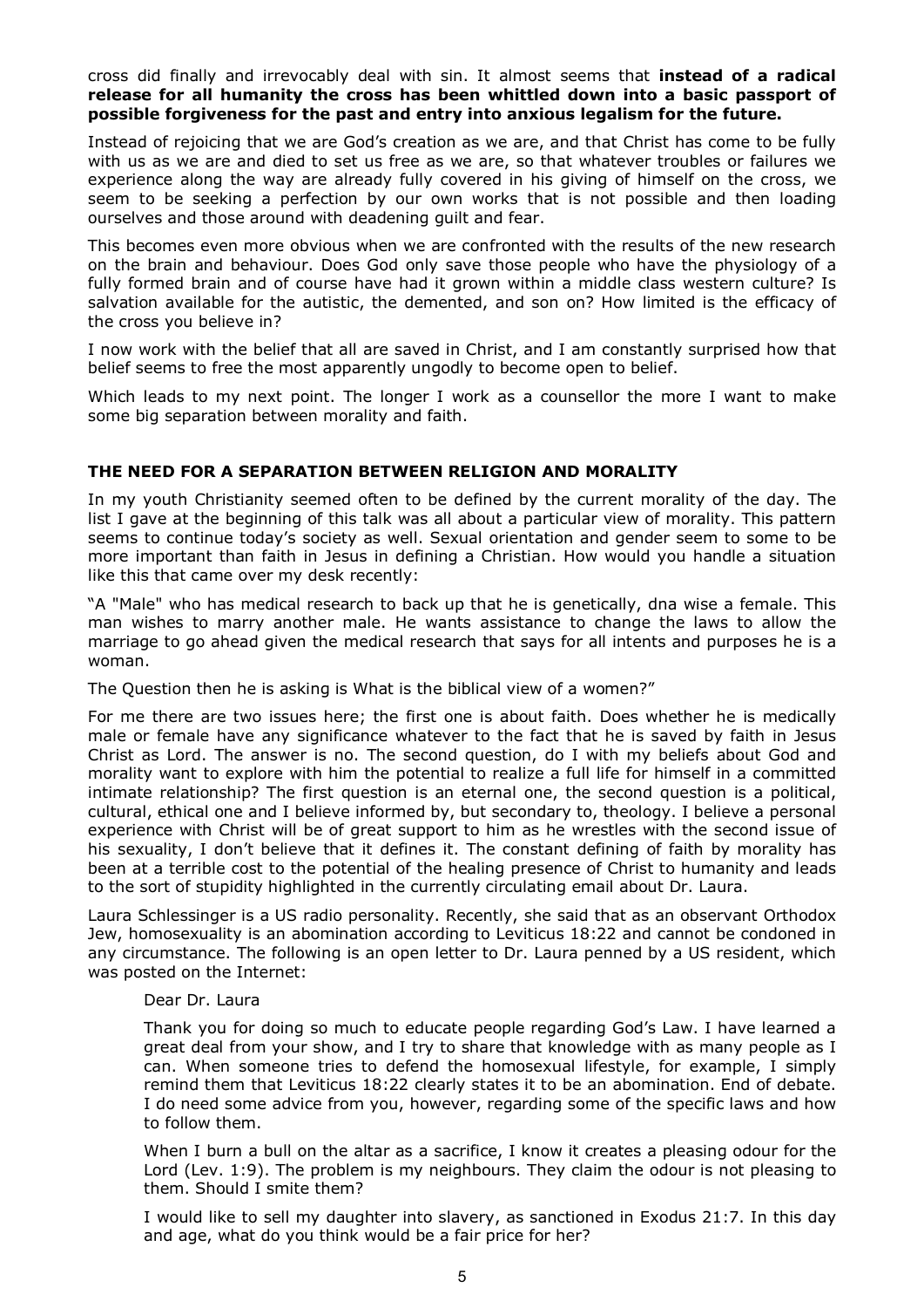cross did finally and irrevocably deal with sin. It almost seems that **instead of a radical release for all humanity the cross has been whittled down into a basic passport of possible forgiveness for the past and entry into anxious legalism for the future.**

Instead of rejoicing that we are God's creation as we are, and that Christ has come to be fully with us as we are and died to set us free as we are, so that whatever troubles or failures we experience along the way are already fully covered in his giving of himself on the cross, we seem to be seeking a perfection by our own works that is not possible and then loading ourselves and those around with deadening guilt and fear.

This becomes even more obvious when we are confronted with the results of the new research on the brain and behaviour. Does God only save those people who have the physiology of a fully formed brain and of course have had it grown within a middle class western culture? Is salvation available for the autistic, the demented, and son on? How limited is the efficacy of the cross you believe in?

I now work with the belief that all are saved in Christ, and I am constantly surprised how that belief seems to free the most apparently ungodly to become open to belief.

Which leads to my next point. The longer I work as a counsellor the more I want to make some big separation between morality and faith.

## THE NEED FOR A SEPARATION BETWEEN RELIGION AND MORALITY

In my youth Christianity seemed often to be defined by the current morality of the day. The list I gave at the beginning of this talk was all about a particular view of morality. This pattern seems to continue today's society as well. Sexual orientation and gender seem to some to be more important than faith in Jesus in defining a Christian. How would you handle a situation like this that came over my desk recently:

"A "Male" who has medical research to back up that he is genetically, dna wise a female. This man wishes to marry another male. He wants assistance to change the laws to allow the marriage to go ahead given the medical research that says for all intents and purposes he is a woman.

The Question then he is asking is What is the biblical view of a women?"

For me there are two issues here; the first one is about faith. Does whether he is medically male or female have any significance whatever to the fact that he is saved by faith in Jesus Christ as Lord. The answer is no. The second question, do I with my beliefs about God and morality want to explore with him the potential to realize a full life for himself in a committed intimate relationship? The first question is an eternal one, the second question is a political, cultural, ethical one and I believe informed by, but secondary to, theology. I believe a personal experience with Christ will be of great support to him as he wrestles with the second issue of his sexuality, I don't believe that it defines it. The constant defining of faith by morality has been at a terrible cost to the potential of the healing presence of Christ to humanity and leads to the sort of stupidity highlighted in the currently circulating email about Dr. Laura.

Laura Schlessinger is a US radio personality. Recently, she said that as an observant Orthodox Jew, homosexuality is an abomination according to Leviticus 18:22 and cannot be condoned in any circumstance. The following is an open letter to Dr. Laura penned by a US resident, which was posted on the Internet:

> Dear Dr. Laura
>
> Thank you for doing so much to educate people regarding God's Law. I have learned a great deal from your show, and I try to share that knowledge with as many people as I can. When someone tries to defend the homosexual lifestyle, for example, I simply remind them that Leviticus 18:22 clearly states it to be an abomination. End of debate. I do need some advice from you, however, regarding some of the specific laws and how to follow them.
>
> When I burn a bull on the altar as a sacrifice, I know it creates a pleasing odour for the Lord (Lev. 1:9). The problem is my neighbours. They claim the odour is not pleasing to them. Should I smite them?
>
> I would like to sell my daughter into slavery, as sanctioned in Exodus 21:7. In this day and age, what do you think would be a fair price for her?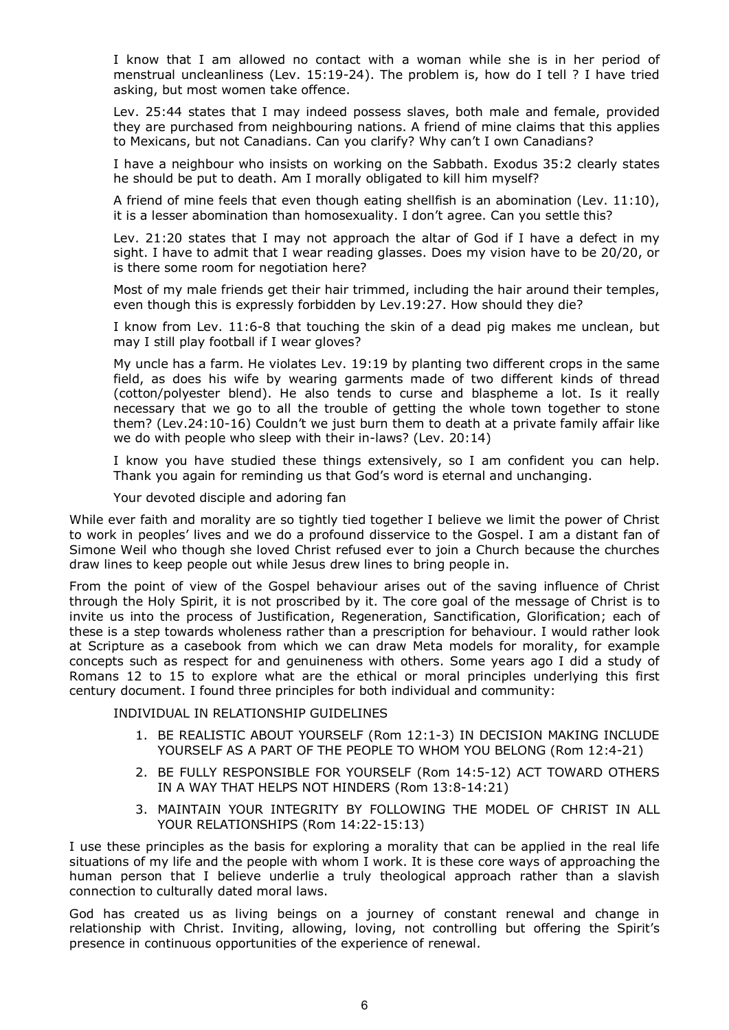I know that I am allowed no contact with a woman while she is in her period of menstrual uncleanliness (Lev. 15:19-24). The problem is, how do I tell ? I have tried asking, but most women take offence.

Lev. 25:44 states that I may indeed possess slaves, both male and female, provided they are purchased from neighbouring nations. A friend of mine claims that this applies to Mexicans, but not Canadians. Can you clarify? Why can't I own Canadians?

I have a neighbour who insists on working on the Sabbath. Exodus 35:2 clearly states he should be put to death. Am I morally obligated to kill him myself?

A friend of mine feels that even though eating shellfish is an abomination (Lev. 11:10), it is a lesser abomination than homosexuality. I don't agree. Can you settle this?

Lev. 21:20 states that I may not approach the altar of God if I have a defect in my sight. I have to admit that I wear reading glasses. Does my vision have to be 20/20, or is there some room for negotiation here?

Most of my male friends get their hair trimmed, including the hair around their temples, even though this is expressly forbidden by Lev.19:27. How should they die?

I know from Lev. 11:6-8 that touching the skin of a dead pig makes me unclean, but may I still play football if I wear gloves?

My uncle has a farm. He violates Lev. 19:19 by planting two different crops in the same field, as does his wife by wearing garments made of two different kinds of thread (cotton/polyester blend). He also tends to curse and blaspheme a lot. Is it really necessary that we go to all the trouble of getting the whole town together to stone them? (Lev.24:10-16) Couldn't we just burn them to death at a private family affair like we do with people who sleep with their in-laws? (Lev. 20:14)

I know you have studied these things extensively, so I am confident you can help. Thank you again for reminding us that God's word is eternal and unchanging.

Your devoted disciple and adoring fan

While ever faith and morality are so tightly tied together I believe we limit the power of Christ to work in peoples' lives and we do a profound disservice to the Gospel. I am a distant fan of Simone Weil who though she loved Christ refused ever to join a Church because the churches draw lines to keep people out while Jesus drew lines to bring people in.

From the point of view of the Gospel behaviour arises out of the saving influence of Christ through the Holy Spirit, it is not proscribed by it. The core goal of the message of Christ is to invite us into the process of Justification, Regeneration, Sanctification, Glorification; each of these is a step towards wholeness rather than a prescription for behaviour. I would rather look at Scripture as a casebook from which we can draw Meta models for morality, for example concepts such as respect for and genuineness with others. Some years ago I did a study of Romans 12 to 15 to explore what are the ethical or moral principles underlying this first century document. I found three principles for both individual and community:

INDIVIDUAL IN RELATIONSHIP GUIDELINES

1. BE REALISTIC ABOUT YOURSELF (Rom 12:1-3) IN DECISION MAKING INCLUDE YOURSELF AS A PART OF THE PEOPLE TO WHOM YOU BELONG (Rom 12:4-21)
2. BE FULLY RESPONSIBLE FOR YOURSELF (Rom 14:5-12) ACT TOWARD OTHERS IN A WAY THAT HELPS NOT HINDERS (Rom 13:8-14:21)
3. MAINTAIN YOUR INTEGRITY BY FOLLOWING THE MODEL OF CHRIST IN ALL YOUR RELATIONSHIPS (Rom 14:22-15:13)

I use these principles as the basis for exploring a morality that can be applied in the real life situations of my life and the people with whom I work. It is these core ways of approaching the human person that I believe underlie a truly theological approach rather than a slavish connection to culturally dated moral laws.

God has created us as living beings on a journey of constant renewal and change in relationship with Christ. Inviting, allowing, loving, not controlling but offering the Spirit's presence in continuous opportunities of the experience of renewal.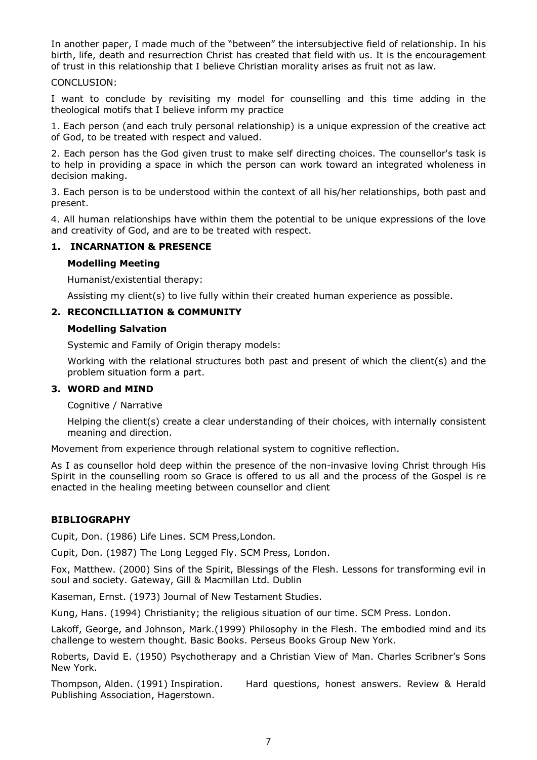In another paper, I made much of the "between" the intersubjective field of relationship. In his birth, life, death and resurrection Christ has created that field with us. It is the encouragement of trust in this relationship that I believe Christian morality arises as fruit not as law.

CONCLUSION:

I want to conclude by revisiting my model for counselling and this time adding in the theological motifs that I believe inform my practice

1. Each person (and each truly personal relationship) is a unique expression of the creative act of God, to be treated with respect and valued.

2. Each person has the God given trust to make self directing choices. The counsellor's task is to help in providing a space in which the person can work toward an integrated wholeness in decision making.

3. Each person is to be understood within the context of all his/her relationships, both past and present.

4. All human relationships have within them the potential to be unique expressions of the love and creativity of God, and are to be treated with respect.

1. **INCARNATION & PRESENCE**

   **Modelling Meeting**

   Humanist/existential therapy:

   Assisting my client(s) to live fully within their created human experience as possible.

2. **RECONCILLIATION & COMMUNITY**

   **Modelling Salvation**

   Systemic and Family of Origin therapy models:

   Working with the relational structures both past and present of which the client(s) and the problem situation form a part.

3. **WORD and MIND**

   Cognitive / Narrative

   Helping the client(s) create a clear understanding of their choices, with internally consistent meaning and direction.

Movement from experience through relational system to cognitive reflection.

As I as counsellor hold deep within the presence of the non-invasive loving Christ through His Spirit in the counselling room so Grace is offered to us all and the process of the Gospel is re enacted in the healing meeting between counsellor and client

**BIBLIOGRAPHY**

Cupit, Don. (1986) Life Lines. SCM Press,London.

Cupit, Don. (1987) The Long Legged Fly. SCM Press, London.

Fox, Matthew. (2000) Sins of the Spirit, Blessings of the Flesh. Lessons for transforming evil in soul and society. Gateway, Gill & Macmillan Ltd. Dublin

Kaseman, Ernst. (1973) Journal of New Testament Studies.

Kung, Hans. (1994) Christianity; the religious situation of our time. SCM Press. London.

Lakoff, George, and Johnson, Mark.(1999) Philosophy in the Flesh. The embodied mind and its challenge to western thought. Basic Books. Perseus Books Group New York.

Roberts, David E. (1950) Psychotherapy and a Christian View of Man. Charles Scribner's Sons New York.

Thompson, Alden. (1991) Inspiration. Hard questions, honest answers. Review & Herald Publishing Association, Hagerstown.